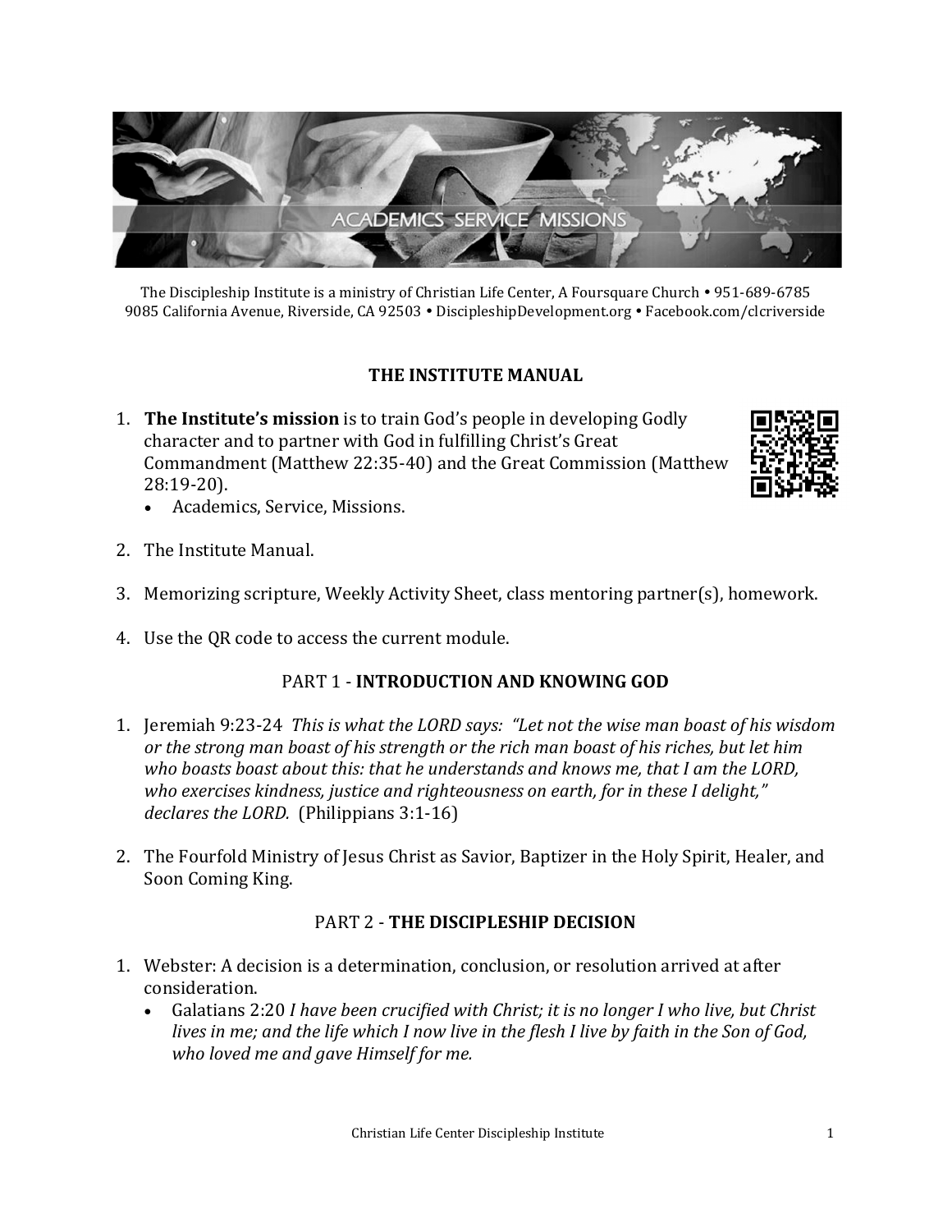The Discipleship Institute is a ministry of Christian Life Center, A Foursquare Church • 951-689-6785
9085 California Avenue, Riverside, CA 92503 • DiscipleshipDevelopment.org • Facebook.com/clcriverside

## THE INSTITUTE MANUAL

1. **The Institute's mission** is to train God's people in developing Godly character and to partner with God in fulfilling Christ's Great Commandment (Matthew 22:35-40) and the Great Commission (Matthew 28:19-20).
   - Academics, Service, Missions.

2. The Institute Manual.

3. Memorizing scripture, Weekly Activity Sheet, class mentoring partner(s), homework.

4. Use the QR code to access the current module.

## PART 1 - **INTRODUCTION AND KNOWING GOD**

1. Jeremiah 9:23-24 *This is what the LORD says: "Let not the wise man boast of his wisdom or the strong man boast of his strength or the rich man boast of his riches, but let him who boasts boast about this: that he understands and knows me, that I am the LORD, who exercises kindness, justice and righteousness on earth, for in these I delight," declares the LORD.* (Philippians 3:1-16)

2. The Fourfold Ministry of Jesus Christ as Savior, Baptizer in the Holy Spirit, Healer, and Soon Coming King.

## PART 2 - **THE DISCIPLESHIP DECISION**

1. Webster: A decision is a determination, conclusion, or resolution arrived at after consideration.
   - Galatians 2:20 *I have been crucified with Christ; it is no longer I who live, but Christ lives in me; and the life which I now live in the flesh I live by faith in the Son of God, who loved me and gave Himself for me.*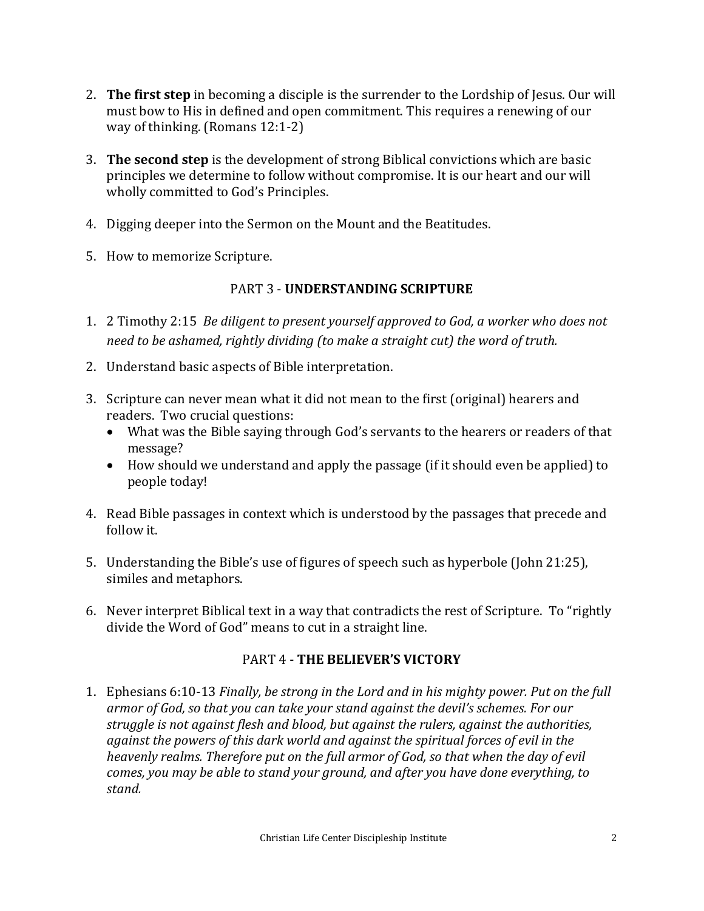2. **The first step** in becoming a disciple is the surrender to the Lordship of Jesus. Our will must bow to His in defined and open commitment. This requires a renewing of our way of thinking. (Romans 12:1-2)

3. **The second step** is the development of strong Biblical convictions which are basic principles we determine to follow without compromise. It is our heart and our will wholly committed to God's Principles.

4. Digging deeper into the Sermon on the Mount and the Beatitudes.

5. How to memorize Scripture.

## PART 3 - **UNDERSTANDING SCRIPTURE**

1. 2 Timothy 2:15 *Be diligent to present yourself approved to God, a worker who does not need to be ashamed, rightly dividing (to make a straight cut) the word of truth.*

2. Understand basic aspects of Bible interpretation.

3. Scripture can never mean what it did not mean to the first (original) hearers and readers. Two crucial questions:
   - What was the Bible saying through God's servants to the hearers or readers of that message?
   - How should we understand and apply the passage (if it should even be applied) to people today!

4. Read Bible passages in context which is understood by the passages that precede and follow it.

5. Understanding the Bible's use of figures of speech such as hyperbole (John 21:25), similes and metaphors.

6. Never interpret Biblical text in a way that contradicts the rest of Scripture. To "rightly divide the Word of God" means to cut in a straight line.

## PART 4 - **THE BELIEVER'S VICTORY**

1. Ephesians 6:10-13 *Finally, be strong in the Lord and in his mighty power. Put on the full armor of God, so that you can take your stand against the devil's schemes. For our struggle is not against flesh and blood, but against the rulers, against the authorities, against the powers of this dark world and against the spiritual forces of evil in the heavenly realms. Therefore put on the full armor of God, so that when the day of evil comes, you may be able to stand your ground, and after you have done everything, to stand.*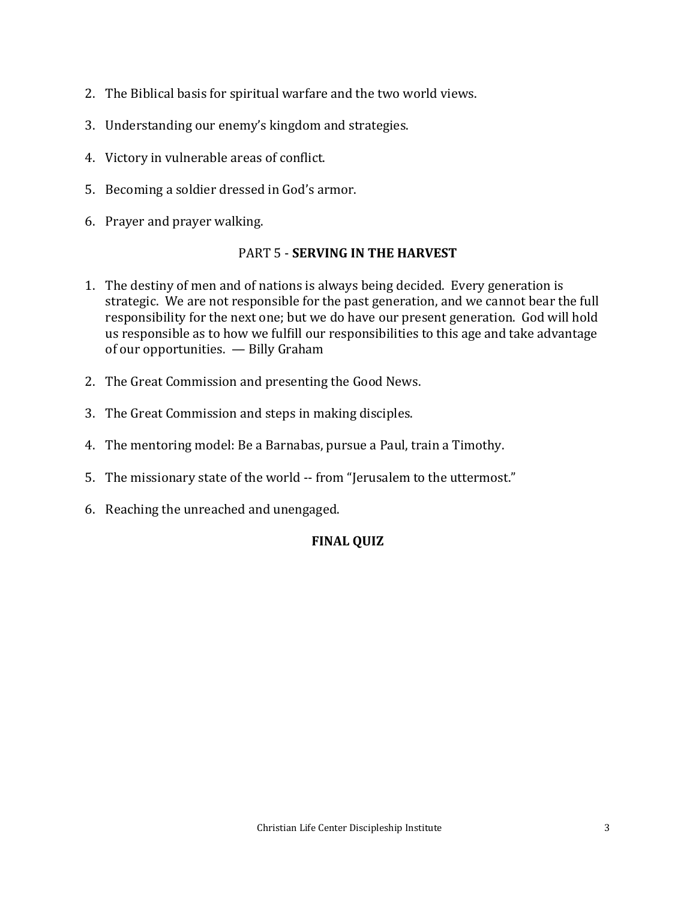2. The Biblical basis for spiritual warfare and the two world views.

3. Understanding our enemy's kingdom and strategies.

4. Victory in vulnerable areas of conflict.

5. Becoming a soldier dressed in God's armor.

6. Prayer and prayer walking.

## PART 5 - **SERVING IN THE HARVEST**

1. The destiny of men and of nations is always being decided. Every generation is strategic. We are not responsible for the past generation, and we cannot bear the full responsibility for the next one; but we do have our present generation. God will hold us responsible as to how we fulfill our responsibilities to this age and take advantage of our opportunities. — Billy Graham

2. The Great Commission and presenting the Good News.

3. The Great Commission and steps in making disciples.

4. The mentoring model: Be a Barnabas, pursue a Paul, train a Timothy.

5. The missionary state of the world -- from "Jerusalem to the uttermost."

6. Reaching the unreached and unengaged.

## **FINAL QUIZ**